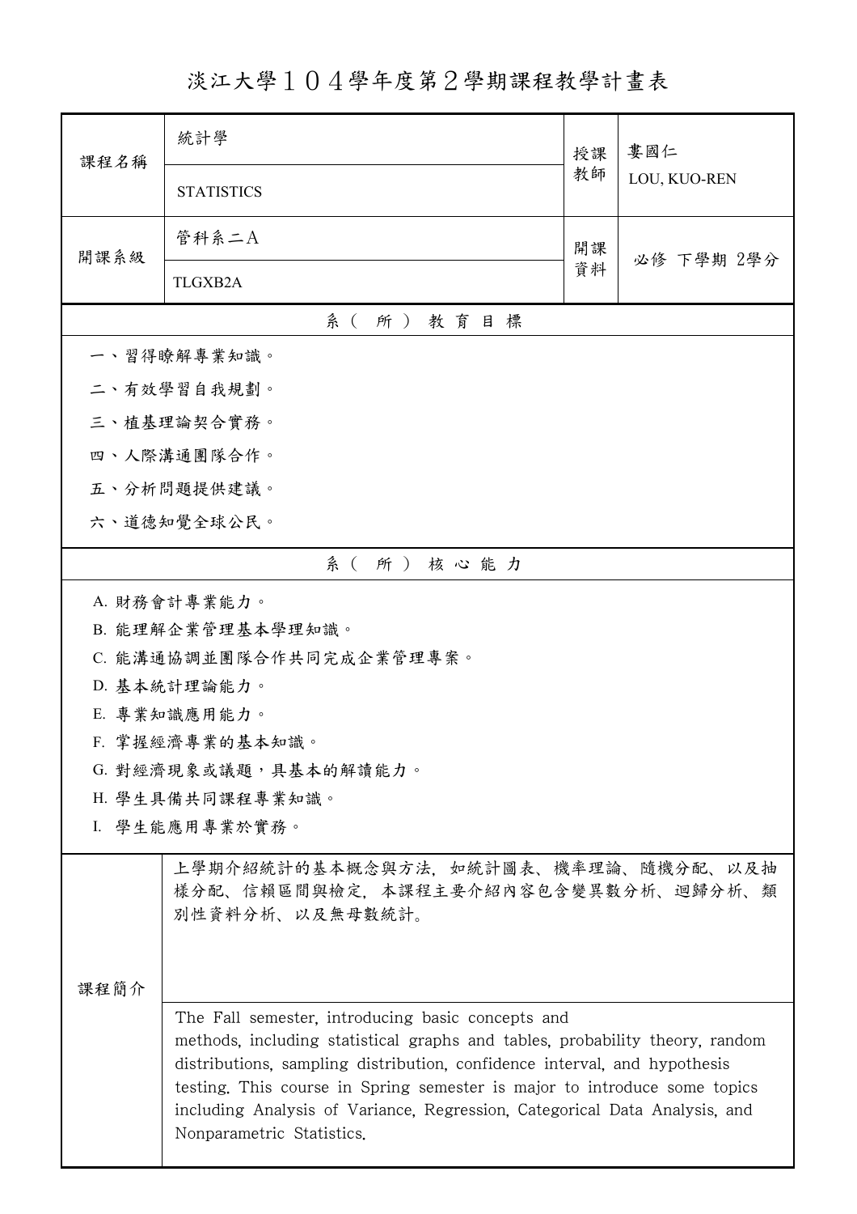# 淡江大學１０４學年度第２學期課程教學計畫表

| 課程名稱 | 統計學<br>STATISTICS | 授課教師 | 婁國仁<br>LOU, KUO-REN |
|---|---|---|---|
| 開課系級 | 管科系二A<br>TLGXB2A | 開課資料 | 必修 下學期 2學分 |

## 系（所）教育目標

一、習得瞭解專業知識。

二、有效學習自我規劃。

三、植基理論契合實務。

四、人際溝通團隊合作。

五、分析問題提供建議。

六、道德知覺全球公民。

## 系（所）核心能力

A. 財務會計專業能力。

B. 能理解企業管理基本學理知識。

C. 能溝通協調並團隊合作共同完成企業管理專案。

D. 基本統計理論能力。

E. 專業知識應用能力。

F. 掌握經濟專業的基本知識。

G. 對經濟現象或議題，具基本的解讀能力。

H. 學生具備共同課程專業知識。

I. 學生能應用專業於實務。

## 課程簡介

上學期介紹統計的基本概念與方法，如統計圖表、機率理論、隨機分配、以及抽樣分配、信賴區間與檢定，本課程主要介紹內容包含變異數分析、迴歸分析、類別性資料分析、以及無母數統計。

The Fall semester, introducing basic concepts and methods, including statistical graphs and tables, probability theory, random distributions, sampling distribution, confidence interval, and hypothesis testing. This course in Spring semester is major to introduce some topics including Analysis of Variance, Regression, Categorical Data Analysis, and Nonparametric Statistics.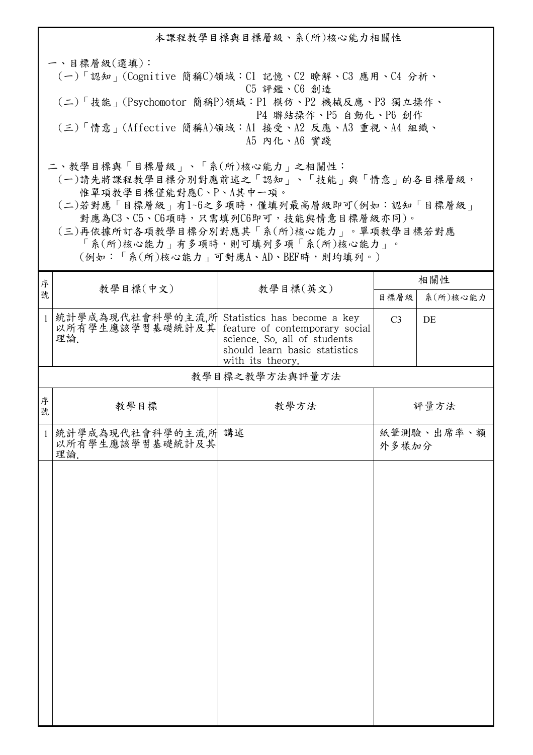## 本課程教學目標與目標層級、系(所)核心能力相關性

一、目標層級(選填)：

(一)「認知」(Cognitive 簡稱C)領域：C1 記憶、C2 瞭解、C3 應用、C4 分析、C5 評鑑、C6 創造

(二)「技能」(Psychomotor 簡稱P)領域：P1 模仿、P2 機械反應、P3 獨立操作、P4 聯結操作、P5 自動化、P6 創作

(三)「情意」(Affective 簡稱A)領域：A1 接受、A2 反應、A3 重視、A4 組織、A5 內化、A6 實踐

二、教學目標與「目標層級」、「系(所)核心能力」之相關性：

(一)請先將課程教學目標分別對應前述之「認知」、「技能」與「情意」的各目標層級，惟單項教學目標僅能對應C、P、A其中一項。

(二)若對應「目標層級」有1~6之多項時，僅填列最高層級即可(例如：認知「目標層級」對應為C3、C5、C6項時，只需填列C6即可，技能與情意目標層級亦同)。

(三)再依據所訂各項教學目標分別對應其「系(所)核心能力」。單項教學目標若對應「系(所)核心能力」有多項時，則可填列多項「系(所)核心能力」。(例如：「系(所)核心能力」可對應A、AD、BEF時，則均填列。)

| 序號 | 教學目標(中文) | 教學目標(英文) | 相關性 | |
|---|---|---|---|---|
| | | | 目標層級 | 系(所)核心能力 |
| 1 | 統計學成為現代社會科學的主流,所以所有學生應該學習基礎統計及其理論. | Statistics has become a key feature of contemporary social science. So, all of students should learn basic statistics with its theory. | C3 | DE |

## 教學目標之教學方法與評量方法

| 序號 | 教學目標 | 教學方法 | 評量方法 |
|---|---|---|---|
| 1 | 統計學成為現代社會科學的主流,所以所有學生應該學習基礎統計及其理論. | 講述 | 紙筆測驗、出席率、額外多樣加分 |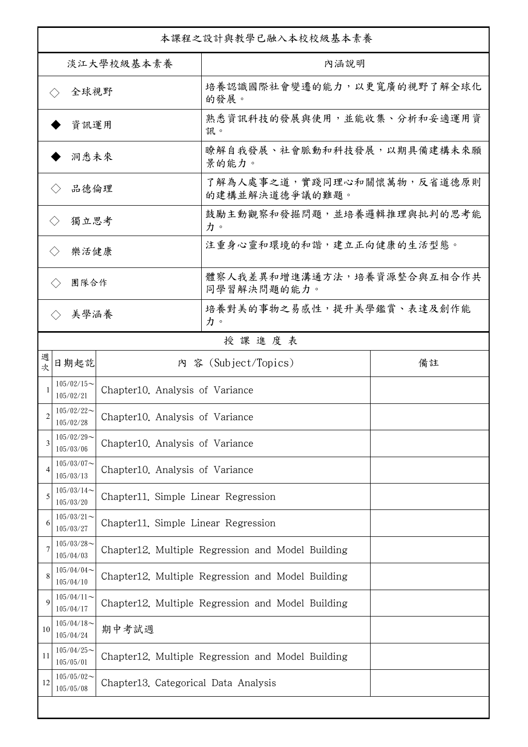| 本課程之設計與教學已融入本校校級基本素養 | |
|---|---|
| 淡江大學校級基本素養 | 內涵說明 |
| ◇ 全球視野 | 培養認識國際社會變遷的能力，以更寬廣的視野了解全球化的發展。 |
| ◆ 資訊運用 | 熟悉資訊科技的發展與使用，並能收集、分析和妥適運用資訊。 |
| ◆ 洞悉未來 | 瞭解自我發展、社會脈動和科技發展，以期具備建構未來願景的能力。 |
| ◇ 品德倫理 | 了解為人處事之道，實踐同理心和關懷萬物，反省道德原則的建構並解決道德爭議的難題。 |
| ◇ 獨立思考 | 鼓勵主動觀察和發掘問題，並培養邏輯推理與批判的思考能力。 |
| ◇ 樂活健康 | 注重身心靈和環境的和諧，建立正向健康的生活型態。 |
| ◇ 團隊合作 | 體察人我差異和增進溝通方法，培養資源整合與互相合作共同學習解決問題的能力。 |
| ◇ 美學涵養 | 培養對美的事物之易感性，提升美學鑑賞、表達及創作能力。 |

授 課 進 度 表

| 週次 | 日期起訖 | 內 容 (Subject/Topics) | 備註 |
|---|---|---|---|
| 1 | 105/02/15～105/02/21 | Chapter10. Analysis of Variance | |
| 2 | 105/02/22～105/02/28 | Chapter10. Analysis of Variance | |
| 3 | 105/02/29～105/03/06 | Chapter10. Analysis of Variance | |
| 4 | 105/03/07～105/03/13 | Chapter10. Analysis of Variance | |
| 5 | 105/03/14～105/03/20 | Chapter11. Simple Linear Regression | |
| 6 | 105/03/21～105/03/27 | Chapter11. Simple Linear Regression | |
| 7 | 105/03/28～105/04/03 | Chapter12. Multiple Regression and Model Building | |
| 8 | 105/04/04～105/04/10 | Chapter12. Multiple Regression and Model Building | |
| 9 | 105/04/11～105/04/17 | Chapter12. Multiple Regression and Model Building | |
| 10 | 105/04/18～105/04/24 | 期中考試週 | |
| 11 | 105/04/25～105/05/01 | Chapter12. Multiple Regression and Model Building | |
| 12 | 105/05/02～105/05/08 | Chapter13. Categorical Data Analysis | |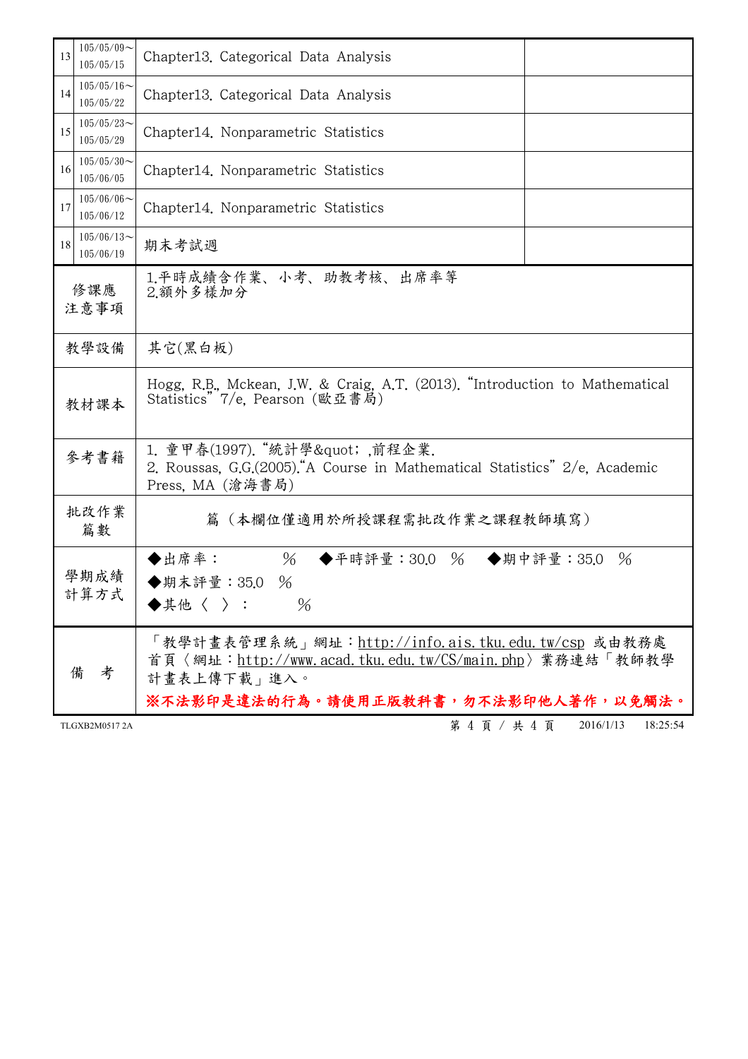| | | | |
|---|---|---|---|
| 13 | 105/05/09～105/05/15 | Chapter13. Categorical Data Analysis | |
| 14 | 105/05/16～105/05/22 | Chapter13. Categorical Data Analysis | |
| 15 | 105/05/23～105/05/29 | Chapter14. Nonparametric Statistics | |
| 16 | 105/05/30～105/06/05 | Chapter14. Nonparametric Statistics | |
| 17 | 105/06/06～105/06/12 | Chapter14. Nonparametric Statistics | |
| 18 | 105/06/13～105/06/19 | 期末考試週 | |

| | |
|---|---|
| 修課應注意事項 | 1.平時成績含作業、小考、助教考核、出席率等<br>2.額外多樣加分 |
| 教學設備 | 其它(黑白板) |
| 教材課本 | Hogg, R.B., Mckean, J.W. & Craig, A.T. (2013). "Introduction to Mathematical Statistics" 7/e, Pearson (歐亞書局) |
| 參考書籍 | 1. 童甲春(1997). "統計學&quot; ,前程企業.<br>2. Roussas, G.G.(2005)."A Course in Mathematical Statistics" 2/e, Academic Press, MA (滄海書局) |
| 批改作業篇數 | 篇（本欄位僅適用於所授課程需批改作業之課程教師填寫） |
| 學期成績計算方式 | ◆出席率： ％ ◆平時評量：30.0 ％ ◆期中評量：35.0 ％<br>◆期末評量：35.0 ％<br>◆其他〈 〉： ％ |
| 備　考 | 「教學計畫表管理系統」網址：http://info.ais.tku.edu.tw/csp 或由教務處首頁〈網址：http://www.acad.tku.edu.tw/CS/main.php〉業務連結「教師教學計畫表上傳下載」進入。<br>**※不法影印是違法的行為。請使用正版教科書，勿不法影印他人著作，以免觸法。** |

TLGXB2M0517 2A